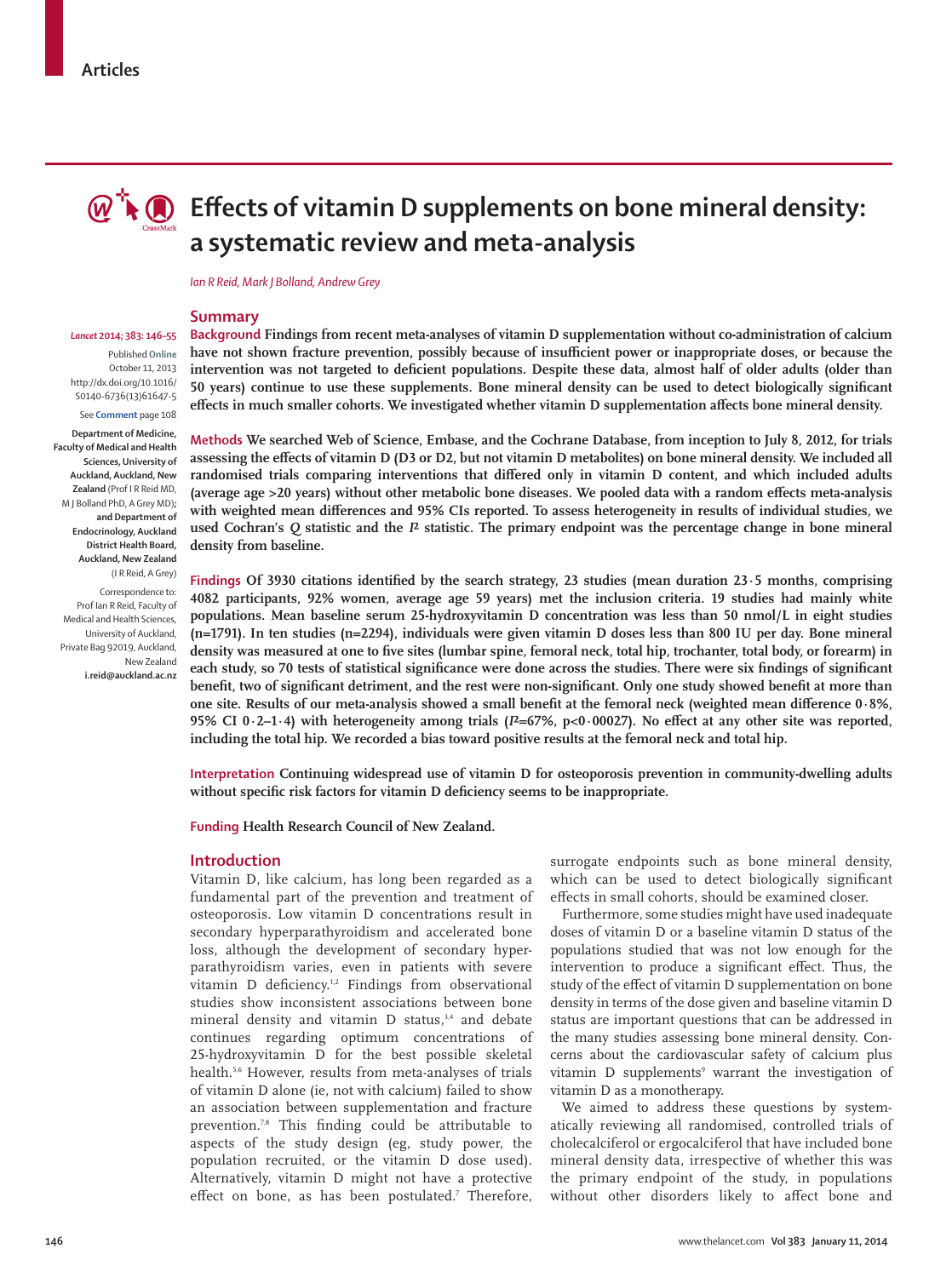Articles

# Effects of vitamin D supplements on bone mineral density: a systematic review and meta-analysis

*Ian R Reid, Mark J Bolland, Andrew Grey*

*Lancet* 2014; 383: 146–55

Published Online October 11, 2013 http://dx.doi.org/10.1016/S0140-6736(13)61647-5

See Comment page 108

**Department of Medicine, Faculty of Medical and Health Sciences, University of Auckland, Auckland, New Zealand** (Prof I R Reid MD, M J Bolland PhD, A Grey MD)**; and Department of Endocrinology, Auckland District Health Board, Auckland, New Zealand** (I R Reid, A Grey)

Correspondence to: Prof Ian R Reid, Faculty of Medical and Health Sciences, University of Auckland, Private Bag 92019, Auckland, New Zealand **i.reid@auckland.ac.nz**

## Summary

**Background** Findings from recent meta-analyses of vitamin D supplementation without co-administration of calcium have not shown fracture prevention, possibly because of insufficient power or inappropriate doses, or because the intervention was not targeted to deficient populations. Despite these data, almost half of older adults (older than 50 years) continue to use these supplements. Bone mineral density can be used to detect biologically significant effects in much smaller cohorts. We investigated whether vitamin D supplementation affects bone mineral density.

**Methods** We searched Web of Science, Embase, and the Cochrane Database, from inception to July 8, 2012, for trials assessing the effects of vitamin D (D3 or D2, but not vitamin D metabolites) on bone mineral density. We included all randomised trials comparing interventions that differed only in vitamin D content, and which included adults (average age >20 years) without other metabolic bone diseases. We pooled data with a random effects meta-analysis with weighted mean differences and 95% CIs reported. To assess heterogeneity in results of individual studies, we used Cochran's *Q* statistic and the $I^2$ statistic. The primary endpoint was the percentage change in bone mineral density from baseline.

**Findings** Of 3930 citations identified by the search strategy, 23 studies (mean duration 23·5 months, comprising 4082 participants, 92% women, average age 59 years) met the inclusion criteria. 19 studies had mainly white populations. Mean baseline serum 25-hydroxyvitamin D concentration was less than 50 nmol/L in eight studies (n=1791). In ten studies (n=2294), individuals were given vitamin D doses less than 800 IU per day. Bone mineral density was measured at one to five sites (lumbar spine, femoral neck, total hip, trochanter, total body, or forearm) in each study, so 70 tests of statistical significance were done across the studies. There were six findings of significant benefit, two of significant detriment, and the rest were non-significant. Only one study showed benefit at more than one site. Results of our meta-analysis showed a small benefit at the femoral neck (weighted mean difference 0·8%, 95% CI 0·2–1·4) with heterogeneity among trials ($I^2$=67%, p<0·00027). No effect at any other site was reported, including the total hip. We recorded a bias toward positive results at the femoral neck and total hip.

**Interpretation** Continuing widespread use of vitamin D for osteoporosis prevention in community-dwelling adults without specific risk factors for vitamin D deficiency seems to be inappropriate.

**Funding** Health Research Council of New Zealand.

## Introduction

Vitamin D, like calcium, has long been regarded as a fundamental part of the prevention and treatment of osteoporosis. Low vitamin D concentrations result in secondary hyperparathyroidism and accelerated bone loss, although the development of secondary hyperparathyroidism varies, even in patients with severe vitamin D deficiency.[1,2] Findings from observational studies show inconsistent associations between bone mineral density and vitamin D status,[3,4] and debate continues regarding optimum concentrations of 25-hydroxyvitamin D for the best possible skeletal health.[5,6] However, results from meta-analyses of trials of vitamin D alone (ie, not with calcium) failed to show an association between supplementation and fracture prevention.[7,8] This finding could be attributable to aspects of the study design (eg, study power, the population recruited, or the vitamin D dose used). Alternatively, vitamin D might not have a protective effect on bone, as has been postulated.[7] Therefore, surrogate endpoints such as bone mineral density, which can be used to detect biologically significant effects in small cohorts, should be examined closer.

Furthermore, some studies might have used inadequate doses of vitamin D or a baseline vitamin D status of the populations studied that was not low enough for the intervention to produce a significant effect. Thus, the study of the effect of vitamin D supplementation on bone density in terms of the dose given and baseline vitamin D status are important questions that can be addressed in the many studies assessing bone mineral density. Concerns about the cardiovascular safety of calcium plus vitamin D supplements[9] warrant the investigation of vitamin D as a monotherapy.

We aimed to address these questions by systematically reviewing all randomised, controlled trials of cholecalciferol or ergocalciferol that have included bone mineral density data, irrespective of whether this was the primary endpoint of the study, in populations without other disorders likely to affect bone and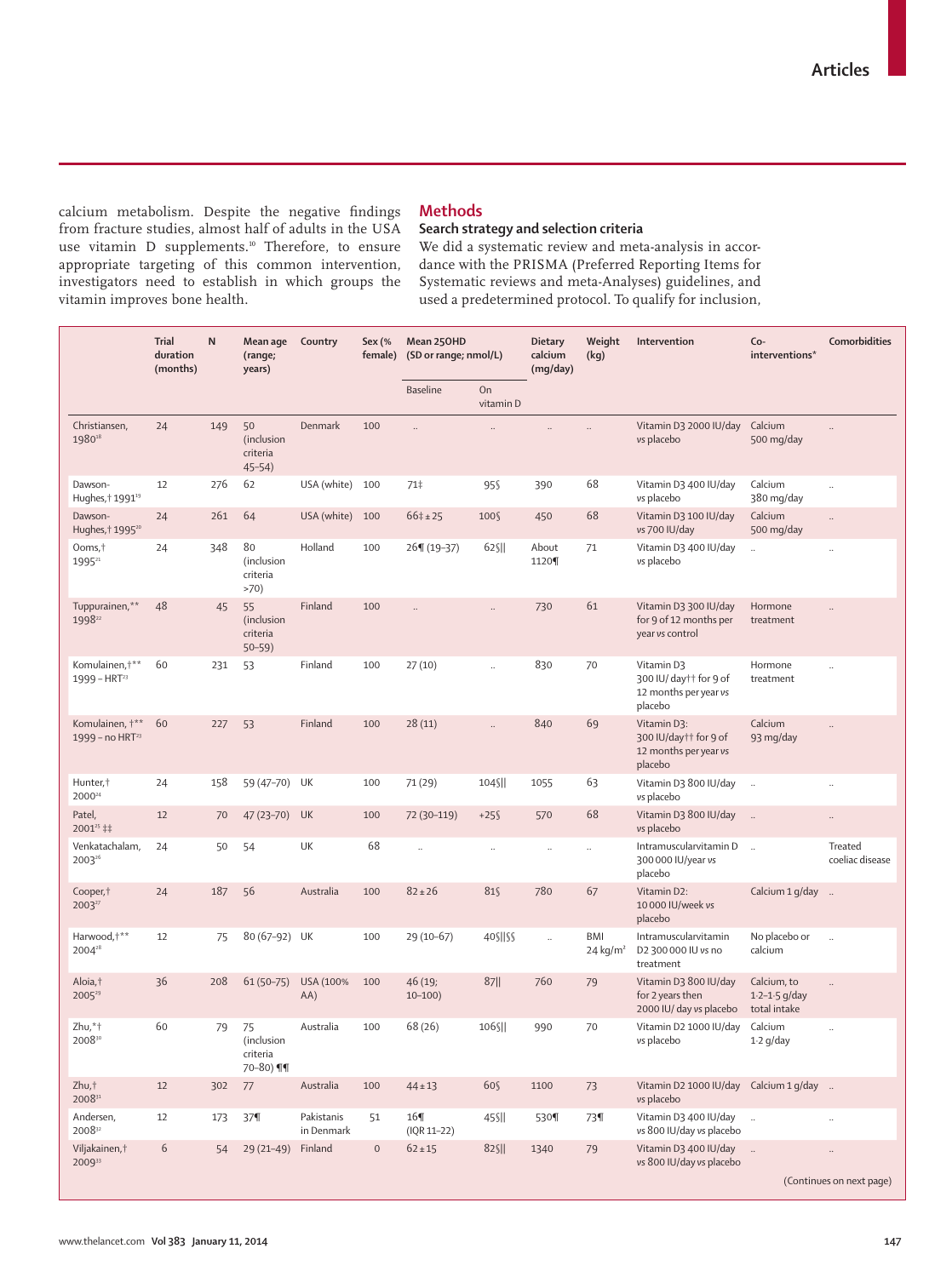calcium metabolism. Despite the negative findings from fracture studies, almost half of adults in the USA use vitamin D supplements.[10] Therefore, to ensure appropriate targeting of this common intervention, investigators need to establish in which groups the vitamin improves bone health.

## Methods

### Search strategy and selection criteria

We did a systematic review and meta-analysis in accordance with the PRISMA (Preferred Reporting Items for Systematic reviews and meta-Analyses) guidelines, and used a predetermined protocol. To qualify for inclusion,

| | Trial duration (months) | N | Mean age (range; years) | Country | Sex (% female) | Mean 25OHD (SD or range; nmol/L) | | Dietary calcium (mg/day) | Weight (kg) | Intervention | Co-interventions* | Comorbidities |
|---|---|---|---|---|---|---|---|---|---|---|---|---|
| | | | | | | Baseline | On vitamin D | | | | | |
| Christiansen, 1980[18] | 24 | 149 | 50 (inclusion criteria 45–54) | Denmark | 100 | .. | .. | .. | .. | Vitamin D3 2000 IU/day vs placebo | Calcium 500 mg/day | .. |
| Dawson-Hughes,† 1991[19] | 12 | 276 | 62 | USA (white) | 100 | 71‡ | 95§ | 390 | 68 | Vitamin D3 400 IU/day vs placebo | Calcium 380 mg/day | .. |
| Dawson-Hughes,† 1995[20] | 24 | 261 | 64 | USA (white) | 100 | 66‡ ± 25 | 100§ | 450 | 68 | Vitamin D3 100 IU/day vs 700 IU/day | Calcium 500 mg/day | .. |
| Ooms,† 1995[21] | 24 | 348 | 80 (inclusion criteria >70) | Holland | 100 | 26¶ (19–37) | 62§‖ | About 1120¶ | 71 | Vitamin D3 400 IU/day vs placebo | .. | .. |
| Tuppurainen,** 1998[22] | 48 | 45 | 55 (inclusion criteria 50–59) | Finland | 100 | .. | .. | 730 | 61 | Vitamin D3 300 IU/day for 9 of 12 months per year vs control | Hormone treatment | .. |
| Komulainen,†** 1999 – HRT[23] | 60 | 231 | 53 | Finland | 100 | 27 (10) | .. | 830 | 70 | Vitamin D3 300 IU/ day†† for 9 of 12 months per year vs placebo | Hormone treatment | .. |
| Komulainen, †** 1999 – no HRT[23] | 60 | 227 | 53 | Finland | 100 | 28 (11) | .. | 840 | 69 | Vitamin D3: 300 IU/day†† for 9 of 12 months per year vs placebo | Calcium 93 mg/day | .. |
| Hunter,† 2000[24] | 24 | 158 | 59 (47–70) | UK | 100 | 71 (29) | 104§‖ | 1055 | 63 | Vitamin D3 800 IU/day vs placebo | .. | .. |
| Patel, 2001[25] ‡‡ | 12 | 70 | 47 (23–70) | UK | 100 | 72 (30–119) | +25§ | 570 | 68 | Vitamin D3 800 IU/day vs placebo | .. | .. |
| Venkatachalam, 2003[26] | 24 | 50 | 54 | UK | 68 | .. | .. | .. | .. | Intramuscularvitamin D 300 000 IU/year vs placebo | .. | Treated coeliac disease |
| Cooper,† 2003[27] | 24 | 187 | 56 | Australia | 100 | 82 ± 26 | 81§ | 780 | 67 | Vitamin D2: 10 000 IU/week vs placebo | Calcium 1 g/day | .. |
| Harwood,†** 2004[28] | 12 | 75 | 80 (67–92) | UK | 100 | 29 (10–67) | 40§‖§§ | .. | BMI 24 kg/m² | Intramuscularvitamin D2 300 000 IU vs no treatment | No placebo or calcium | .. |
| Aloia,† 2005[29] | 36 | 208 | 61 (50–75) | USA (100% AA) | 100 | 46 (19; 10–100) | 87‖ | 760 | 79 | Vitamin D3 800 IU/day for 2 years then 2000 IU/ day vs placebo | Calcium, to 1·2–1·5 g/day total intake | .. |
| Zhu,*† 2008[30] | 60 | 79 | 75 (inclusion criteria 70–80) ¶¶ | Australia | 100 | 68 (26) | 106§‖ | 990 | 70 | Vitamin D2 1000 IU/day vs placebo | Calcium 1·2 g/day | .. |
| Zhu,† 2008[31] | 12 | 302 | 77 | Australia | 100 | 44 ± 13 | 60§ | 1100 | 73 | Vitamin D2 1000 IU/day vs placebo | Calcium 1 g/day | .. |
| Andersen, 2008[32] | 12 | 173 | 37¶ | Pakistanis in Denmark | 51 | 16¶ (IQR 11–22) | 45§‖ | 530¶ | 73¶ | Vitamin D3 400 IU/day vs 800 IU/day vs placebo | .. | .. |
| Viljakainen,† 2009[33] | 6 | 54 | 29 (21–49) | Finland | 0 | 62 ± 15 | 82§‖ | 1340 | 79 | Vitamin D3 400 IU/day vs 800 IU/day vs placebo | .. | .. |

(Continues on next page)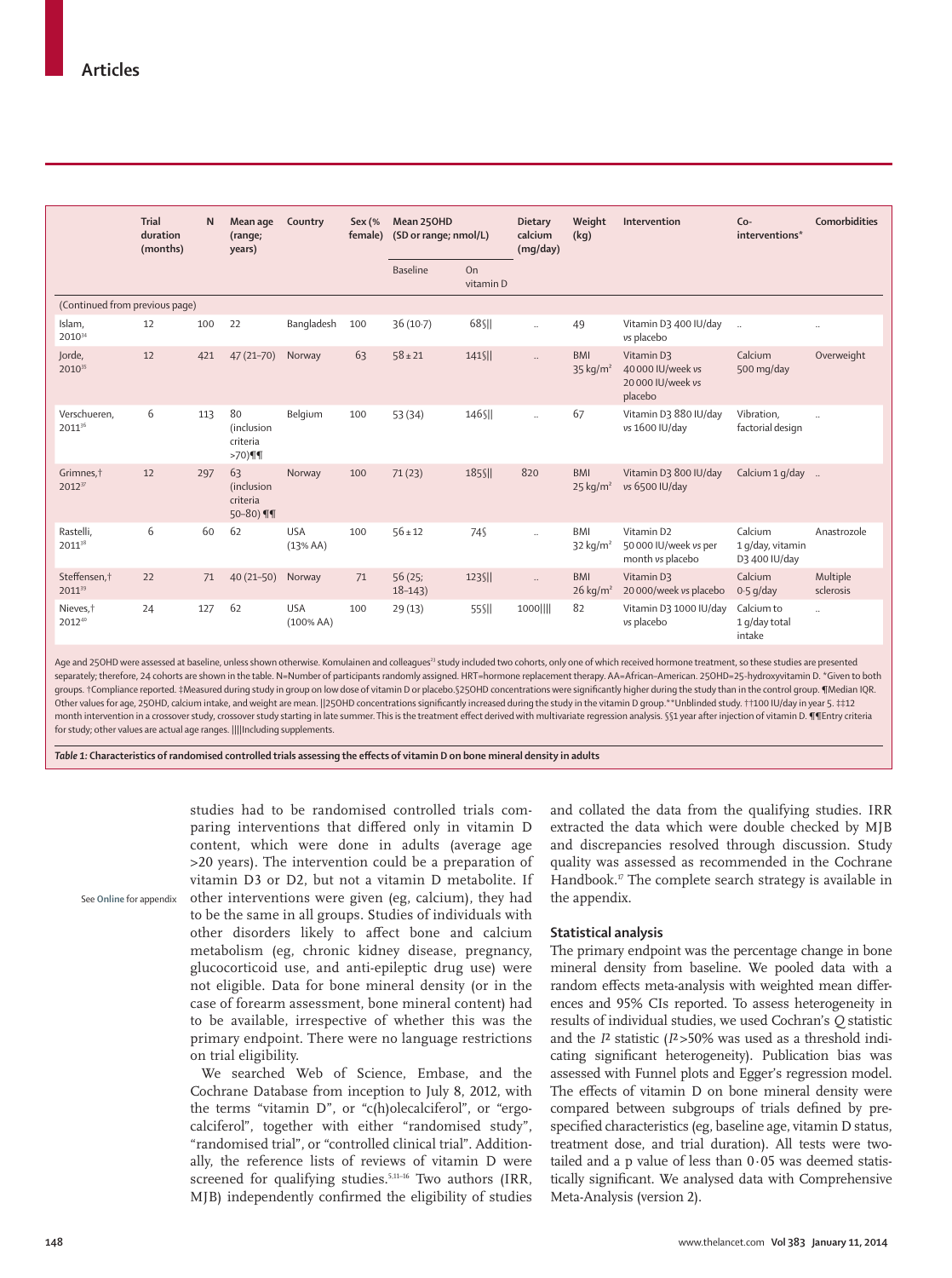| | Trial duration (months) | N | Mean age (range; years) | Country | Sex (% female) | Mean 25OHD (SD or range; nmol/L) | | Dietary calcium (mg/day) | Weight (kg) | Intervention | Co-interventions* | Comorbidities |
|---|---|---|---|---|---|---|---|---|---|---|---|---|
| | | | | | | Baseline | On vitamin D | | | | | |
| (Continued from previous page) | | | | | | | | | | | | |
| Islam, 2010[34] | 12 | 100 | 22 | Bangladesh | 100 | 36 (10·7) | 68§‖ | .. | 49 | Vitamin D3 400 IU/day vs placebo | .. | .. |
| Jorde, 2010[35] | 12 | 421 | 47 (21–70) | Norway | 63 | 58 ± 21 | 141§‖ | .. | BMI 35 kg/m² | Vitamin D3 40 000 IU/week vs 20 000 IU/week vs placebo | Calcium 500 mg/day | Overweight |
| Verschueren, 2011[36] | 6 | 113 | 80 (inclusion criteria >70)¶¶ | Belgium | 100 | 53 (34) | 146§‖ | .. | 67 | Vitamin D3 880 IU/day vs 1600 IU/day | Vibration, factorial design | .. |
| Grimnes,† 2012[37] | 12 | 297 | 63 (inclusion criteria 50–80) ¶¶ | Norway | 100 | 71 (23) | 185§‖ | 820 | BMI 25 kg/m² | Vitamin D3 800 IU/day vs 6500 IU/day | Calcium 1 g/day | .. |
| Rastelli, 2011[38] | 6 | 60 | 62 | USA (13% AA) | 100 | 56 ± 12 | 74§ | .. | BMI 32 kg/m² | Vitamin D2 50 000 IU/week vs per month vs placebo | Calcium 1 g/day, vitamin D3 400 IU/day | Anastrozole |
| Steffensen,† 2011[39] | 22 | 71 | 40 (21–50) | Norway | 71 | 56 (25; 18–143) | 123§‖ | .. | BMI 26 kg/m² | Vitamin D3 20 000/week vs placebo | Calcium 0·5 g/day | Multiple sclerosis |
| Nieves,† 2012[40] | 24 | 127 | 62 | USA (100% AA) | 100 | 29 (13) | 55§‖ | 1000‖‖ | 82 | Vitamin D3 1000 IU/day vs placebo | Calcium to 1 g/day total intake | .. |

Age and 25OHD were assessed at baseline, unless shown otherwise. Komulainen and colleagues[21] study included two cohorts, only one of which received hormone treatment, so these studies are presented separately; therefore, 24 cohorts are shown in the table. N=Number of participants randomly assigned. HRT=hormone replacement therapy. AA=African–American. 25OHD=25-hydroxyvitamin D. *Given to both groups. †Compliance reported. ‡Measured during study in group on low dose of vitamin D or placebo. §25OHD concentrations were significantly higher during the study than in the control group. ¶Median IQR. Other values for age, 25OHD, calcium intake, and weight are mean. ‖25OHD concentrations significantly increased during the study in the vitamin D group.**Unblinded study. ††100 IU/day in year 5. ‡‡12 month intervention in a crossover study, crossover study starting in late summer. This is the treatment effect derived with multivariate regression analysis. §§1 year after injection of vitamin D. ¶¶Entry criteria for study; other values are actual age ranges. ‖‖Including supplements.

***Table 1:*** **Characteristics of randomised controlled trials assessing the effects of vitamin D on bone mineral density in adults**

studies had to be randomised controlled trials comparing interventions that differed only in vitamin D content, which were done in adults (average age >20 years). The intervention could be a preparation of vitamin D3 or D2, but not a vitamin D metabolite. If other interventions were given (eg, calcium), they had to be the same in all groups. Studies of individuals with other disorders likely to affect bone and calcium metabolism (eg, chronic kidney disease, pregnancy, glucocorticoid use, and anti-epileptic drug use) were not eligible. Data for bone mineral density (or in the case of forearm assessment, bone mineral content) had to be available, irrespective of whether this was the primary endpoint. There were no language restrictions on trial eligibility.

See **Online** for appendix

We searched Web of Science, Embase, and the Cochrane Database from inception to July 8, 2012, with the terms "vitamin D", or "c(h)olecalciferol", or "ergocalciferol", together with either "randomised study", "randomised trial", or "controlled clinical trial". Additionally, the reference lists of reviews of vitamin D were screened for qualifying studies.[5,11–16] Two authors (IRR, MJB) independently confirmed the eligibility of studies and collated the data from the qualifying studies. IRR extracted the data which were double checked by MJB and discrepancies resolved through discussion. Study quality was assessed as recommended in the Cochrane Handbook.[17] The complete search strategy is available in the appendix.

## Statistical analysis

The primary endpoint was the percentage change in bone mineral density from baseline. We pooled data with a random effects meta-analysis with weighted mean differences and 95% CIs reported. To assess heterogeneity in results of individual studies, we used Cochran's *Q* statistic and the $I^2$ statistic ($I^2>50\%$ was used as a threshold indicating significant heterogeneity). Publication bias was assessed with Funnel plots and Egger's regression model. The effects of vitamin D on bone mineral density were compared between subgroups of trials defined by prespecified characteristics (eg, baseline age, vitamin D status, treatment dose, and trial duration). All tests were two-tailed and a p value of less than 0·05 was deemed statistically significant. We analysed data with Comprehensive Meta-Analysis (version 2).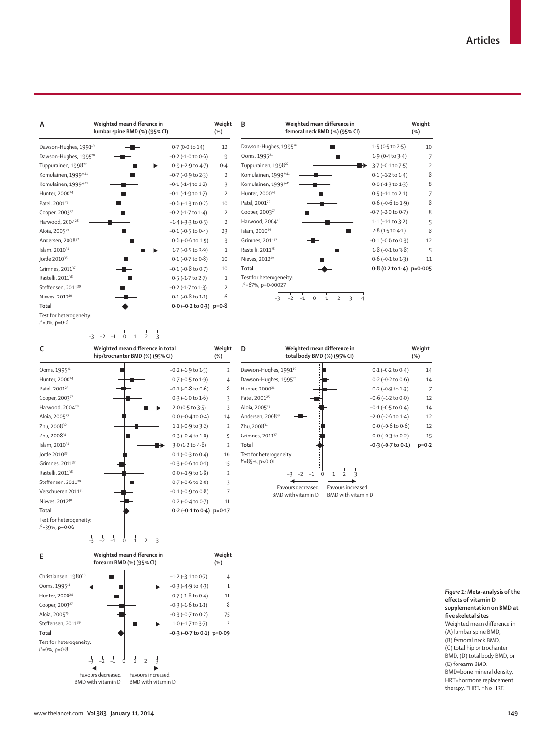**A**

| Study | Weighted mean difference in lumbar spine BMD (%) (95% CI) | Weight (%) |
|---|---|---|
| Dawson-Hughes, 1991[19] | 0·7 (0·0 to 1·4) | 12 |
| Dawson-Hughes, 1995[20] | –0·2 (–1·0 to 0·6) | 9 |
| Tuppurainen, 1998[22] | 0·9 (–2·9 to 4·7) | 0·4 |
| Komulainen, 1999*[41] | –0·7 (–0·9 to 2·3) | 2 |
| Komulainen, 1999†[41] | –0·1 (–1·4 to 1·2) | 3 |
| Hunter, 2000[24] | –0·1 (–1·9 to 1·7) | 2 |
| Patel, 2001[25] | –0·6 (–1·3 to 0·2) | 10 |
| Cooper, 2003[27] | –0·2 (–1·7 to 1·4) | 2 |
| Harwood, 2004[28] | –1·4 (–3·3 to 0·5) | 2 |
| Aloia, 2005[29] | –0·1 (–0·5 to 0·4) | 23 |
| Andersen, 2008[32] | 0·6 (–0·6 to 1·9) | 3 |
| Islam, 2010[34] | 1·7 (–0·5 to 3·9) | 1 |
| Jorde 2010[35] | 0·1 (–0·7 to 0·8) | 10 |
| Grimnes, 2011[37] | –0·1 (–0·8 to 0·7) | 10 |
| Rastelli, 2011[38] | 0·5 (–1·7 to 2·7) | 1 |
| Steffensen, 2011[39] | –0·2 (–1·7 to 1·3) | 2 |
| Nieves, 2012[40] | 0·1 (–0·8 to 1·1) | 6 |
| **Total** | **0·0 (–0·2 to 0·3) p=0·8** | |

Test for heterogeneity: $I^2$=0%, p=0·6

**B**

| Study | Weighted mean difference in femoral neck BMD (%) (95% CI) | Weight (%) |
|---|---|---|
| Dawson-Hughes, 1995[20] | 1·5 (0·5 to 2·5) | 10 |
| Ooms, 1995[21] | 1·9 (0·4 to 3·4) | 7 |
| Tuppurainen, 1998[22] | 3·7 (–0·1 to 7·5) | 2 |
| Komulainen, 1999*[41] | 0·1 (–1·2 to 1·4) | 8 |
| Komulainen, 1999†[41] | 0·0 (–1·3 to 1·3) | 8 |
| Hunter, 2000[24] | 0·5 (–1·1 to 2·1) | 7 |
| Patel, 2001[25] | 0·6 (–0·6 to 1·9) | 8 |
| Cooper, 2003[27] | –0·7 (–2·0 to 0·7) | 8 |
| Harwood, 2004[28] | 1·1 (–1·1 to 3·2) | 5 |
| Islam, 2010[34] | 2·8 (1·5 to 4·1) | 8 |
| Grimnes, 2011[37] | –0·1 (–0·6 to 0·3) | 12 |
| Rastelli, 2011[38] | 1·8 (–0·1 to 3·8) | 5 |
| Nieves, 2012[40] | 0·6 (–0·1 to 1·3) | 11 |
| **Total** | **0·8 (0·2 to 1·4) p=0·005** | |

Test for heterogeneity: $I^2$=67%, p=0·00027

**C**

| Study | Weighted mean difference in total hip/trochanter BMD (%) (95% CI) | Weight (%) |
|---|---|---|
| Ooms, 1995[21] | –0·2 (–1·9 to 1·5) | 2 |
| Hunter, 2000[24] | 0·7 (–0·5 to 1·9) | 4 |
| Patel, 2001[25] | –0·1 (–0·8 to 0·6) | 8 |
| Cooper, 2003[27] | 0·3 (–1·0 to 1·6) | 3 |
| Harwood, 2004[28] | 2·0 (0·5 to 3·5) | 3 |
| Aloia, 2005[29] | 0·0 (–0·4 to 0·4) | 14 |
| Zhu, 2008[30] | 1·1 (–0·9 to 3·2) | 2 |
| Zhu, 2008[31] | 0·3 (–0·4 to 1·0) | 9 |
| Islam, 2010[34] | 3·0 (1·2 to 4·8) | 2 |
| Jorde 2010[35] | 0·1 (–0·3 to 0·4) | 16 |
| Grimnes, 2011[37] | –0·3 (–0·6 to 0·1) | 15 |
| Rastelli, 2011[38] | 0·0 (–1·9 to 1·8) | 2 |
| Steffensen, 2011[39] | 0·7 (–0·6 to 2·0) | 3 |
| Verschueren 2011[36] | –0·1 (–0·9 to 0·8) | 7 |
| Nieves, 2012[40] | 0·2 (–0·4 to 0·7) | 11 |
| **Total** | **0·2 (–0·1 to 0·4) p=0·17** | |

Test for heterogeneity: $I^2$=39%, p=0·06

**D**

| Study | Weighted mean difference in total body BMD (%) (95% CI) | Weight (%) |
|---|---|---|
| Dawson-Hughes, 1991[19] | 0·1 (–0·2 to 0·4) | 14 |
| Dawson-Hughes, 1995[20] | 0·2 (–0·2 to 0·6) | 14 |
| Hunter, 2000[24] | 0·2 (–0·9 to 1·3) | 7 |
| Patel, 2001[25] | –0·6 (–1·2 to 0·0) | 12 |
| Aloia, 2005[29] | –0·1 (–0·5 to 0·4) | 14 |
| Andersen, 2008[42] | –2·0 (–2·6 to 1·4) | 12 |
| Zhu, 2008[31] | 0·0 (–0·6 to 0·6) | 12 |
| Grimnes, 2011[37] | 0·0 (–0·3 to 0·2) | 15 |
| **Total** | **–0·3 (–0·7 to 0·1) p=0·2** | |

Test for heterogeneity: $I^2$=85%, p<0·01

Favours decreased BMD with vitamin D ← → Favours increased BMD with vitamin D

**E**

| Study | Weighted mean difference in forearm BMD (%) (95% CI) | Weight (%) |
|---|---|---|
| Christiansen, 1980[18] | –1·2 (–3·1 to 0·7) | 4 |
| Ooms, 1995[21] | –0·3 (–4·9 to 4·3) | 1 |
| Hunter, 2000[24] | –0·7 (–1·8 to 0·4) | 11 |
| Cooper, 2003[27] | –0·3 (–1·6 to 1·1) | 8 |
| Aloia, 2005[29] | –0·3 (–0·7 to 0·2) | 75 |
| Steffensen, 2011[39] | 1·0 (–1·7 to 3·7) | 2 |
| **Total** | **–0·3 (–0·7 to 0·1) p=0·09** | |

Test for heterogeneity: $I^2$=0%, p=0·8

Favours decreased BMD with vitamin D ← → Favours increased BMD with vitamin D

***Figure 1:* Meta-analysis of the effects of vitamin D supplementation on BMD at five skeletal sites**

Weighted mean difference in (A) lumbar spine BMD, (B) femoral neck BMD, (C) total hip or trochanter BMD, (D) total body BMD, or (E) forearm BMD. BMD=bone mineral density. HRT=hormone replacement therapy. *HRT. †No HRT.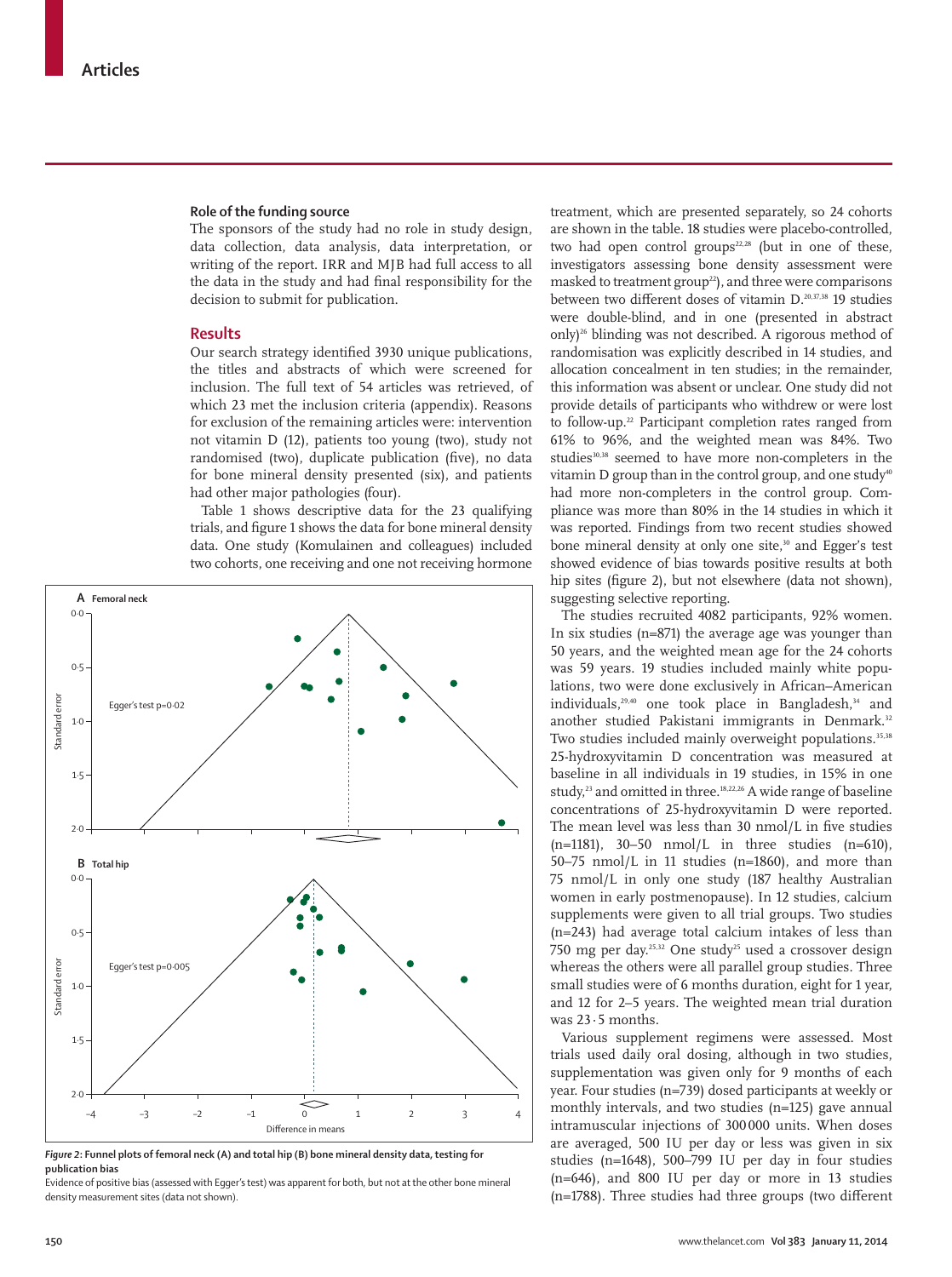## Role of the funding source

The sponsors of the study had no role in study design, data collection, data analysis, data interpretation, or writing of the report. IRR and MJB had full access to all the data in the study and had final responsibility for the decision to submit for publication.

## Results

Our search strategy identified 3930 unique publications, the titles and abstracts of which were screened for inclusion. The full text of 54 articles was retrieved, of which 23 met the inclusion criteria (appendix). Reasons for exclusion of the remaining articles were: intervention not vitamin D (12), patients too young (two), study not randomised (two), duplicate publication (five), no data for bone mineral density presented (six), and patients had other major pathologies (four).

Table 1 shows descriptive data for the 23 qualifying trials, and figure 1 shows the data for bone mineral density data. One study (Komulainen and colleagues) included two cohorts, one receiving and one not receiving hormone treatment, which are presented separately, so 24 cohorts are shown in the table. 18 studies were placebo-controlled, two had open control groups[22,28] (but in one of these, investigators assessing bone density assessment were masked to treatment group[22]), and three were comparisons between two different doses of vitamin D.[20,37,38] 19 studies were double-blind, and in one (presented in abstract only)[26] blinding was not described. A rigorous method of randomisation was explicitly described in 14 studies, and allocation concealment in ten studies; in the remainder, this information was absent or unclear. One study did not provide details of participants who withdrew or were lost to follow-up.[22] Participant completion rates ranged from 61% to 96%, and the weighted mean was 84%. Two studies[30,38] seemed to have more non-completers in the vitamin D group than in the control group, and one study[40] had more non-completers in the control group. Compliance was more than 80% in the 14 studies in which it was reported. Findings from two recent studies showed bone mineral density at only one site,[30] and Egger's test showed evidence of bias towards positive results at both hip sites (figure 2), but not elsewhere (data not shown), suggesting selective reporting.

*Figure 2*: **Funnel plots of femoral neck (A) and total hip (B) bone mineral density data, testing for publication bias**
Evidence of positive bias (assessed with Egger's test) was apparent for both, but not at the other bone mineral density measurement sites (data not shown).

The studies recruited 4082 participants, 92% women. In six studies (n=871) the average age was younger than 50 years, and the weighted mean age for the 24 cohorts was 59 years. 19 studies included mainly white populations, two were done exclusively in African–American individuals,[29,40] one took place in Bangladesh,[34] and another studied Pakistani immigrants in Denmark.[32] Two studies included mainly overweight populations.[35,38] 25-hydroxyvitamin D concentration was measured at baseline in all individuals in 19 studies, in 15% in one study,[23] and omitted in three.[18,22,26] A wide range of baseline concentrations of 25-hydroxyvitamin D were reported. The mean level was less than 30 nmol/L in five studies (n=1181), 30–50 nmol/L in three studies (n=610), 50–75 nmol/L in 11 studies (n=1860), and more than 75 nmol/L in only one study (187 healthy Australian women in early postmenopause). In 12 studies, calcium supplements were given to all trial groups. Two studies (n=243) had average total calcium intakes of less than 750 mg per day.[25,32] One study[25] used a crossover design whereas the others were all parallel group studies. Three small studies were of 6 months duration, eight for 1 year, and 12 for 2–5 years. The weighted mean trial duration was 23·5 months.

Various supplement regimens were assessed. Most trials used daily oral dosing, although in two studies, supplementation was given only for 9 months of each year. Four studies (n=739) dosed participants at weekly or monthly intervals, and two studies (n=125) gave annual intramuscular injections of 300 000 units. When doses are averaged, 500 IU per day or less was given in six studies (n=1648), 500–799 IU per day in four studies (n=646), and 800 IU per day or more in 13 studies (n=1788). Three studies had three groups (two different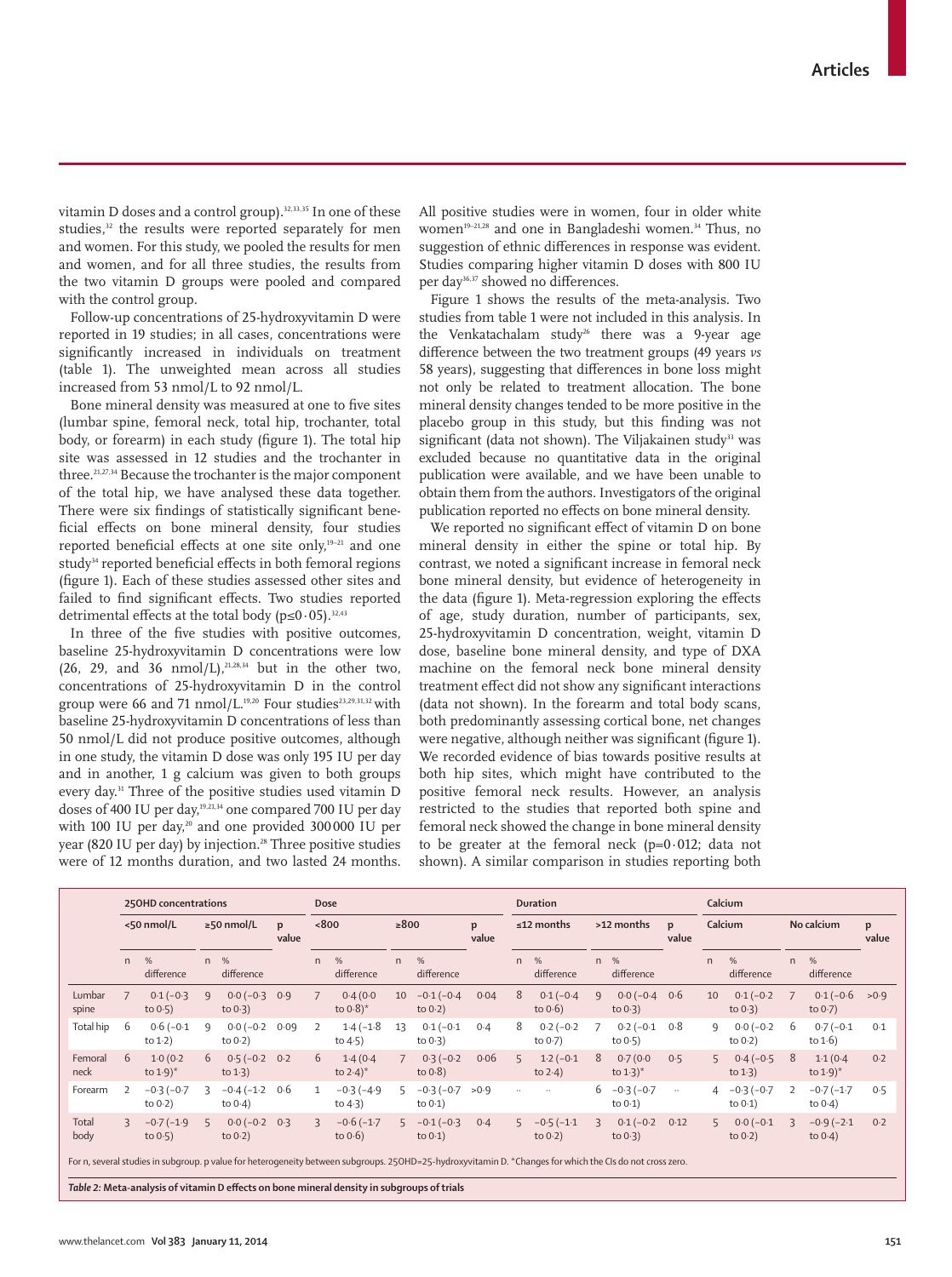vitamin D doses and a control group).[32,33,35] In one of these studies,[32] the results were reported separately for men and women. For this study, we pooled the results for men and women, and for all three studies, the results from the two vitamin D groups were pooled and compared with the control group.

Follow-up concentrations of 25-hydroxyvitamin D were reported in 19 studies; in all cases, concentrations were significantly increased in individuals on treatment (table 1). The unweighted mean across all studies increased from 53 nmol/L to 92 nmol/L.

Bone mineral density was measured at one to five sites (lumbar spine, femoral neck, total hip, trochanter, total body, or forearm) in each study (figure 1). The total hip site was assessed in 12 studies and the trochanter in three.[21,27,34] Because the trochanter is the major component of the total hip, we have analysed these data together. There were six findings of statistically significant beneficial effects on bone mineral density, four studies reported beneficial effects at one site only,[19–21] and one study[34] reported beneficial effects in both femoral regions (figure 1). Each of these studies assessed other sites and failed to find significant effects. Two studies reported detrimental effects at the total body ($p \leq 0 \cdot 05$).[32,43]

In three of the five studies with positive outcomes, baseline 25-hydroxyvitamin D concentrations were low (26, 29, and 36 nmol/L),[21,28,34] but in the other two, concentrations of 25-hydroxyvitamin D in the control group were 66 and 71 nmol/L.[19,20] Four studies[23,29,31,32] with baseline 25-hydroxyvitamin D concentrations of less than 50 nmol/L did not produce positive outcomes, although in one study, the vitamin D dose was only 195 IU per day and in another, 1 g calcium was given to both groups every day.[31] Three of the positive studies used vitamin D doses of 400 IU per day,[19,21,34] one compared 700 IU per day with 100 IU per day,[20] and one provided 300 000 IU per year (820 IU per day) by injection.[28] Three positive studies were of 12 months duration, and two lasted 24 months. All positive studies were in women, four in older white women[19–21,28] and one in Bangladeshi women.[34] Thus, no suggestion of ethnic differences in response was evident. Studies comparing higher vitamin D doses with 800 IU per day[36,37] showed no differences.

Figure 1 shows the results of the meta-analysis. Two studies from table 1 were not included in this analysis. In the Venkatachalam study[26] there was a 9-year age difference between the two treatment groups (49 years *vs* 58 years), suggesting that differences in bone loss might not only be related to treatment allocation. The bone mineral density changes tended to be more positive in the placebo group in this study, but this finding was not significant (data not shown). The Viljakainen study[33] was excluded because no quantitative data in the original publication were available, and we have been unable to obtain them from the authors. Investigators of the original publication reported no effects on bone mineral density.

We reported no significant effect of vitamin D on bone mineral density in either the spine or total hip. By contrast, we noted a significant increase in femoral neck bone mineral density, but evidence of heterogeneity in the data (figure 1). Meta-regression exploring the effects of age, study duration, number of participants, sex, 25-hydroxyvitamin D concentration, weight, vitamin D dose, baseline bone mineral density, and type of DXA machine on the femoral neck bone mineral density treatment effect did not show any significant interactions (data not shown). In the forearm and total body scans, both predominantly assessing cortical bone, net changes were negative, although neither was significant (figure 1). We recorded evidence of bias towards positive results at both hip sites, which might have contributed to the positive femoral neck results. However, an analysis restricted to the studies that reported both spine and femoral neck showed the change in bone mineral density to be greater at the femoral neck ($p = 0 \cdot 012$; data not shown). A similar comparison in studies reporting both

| | 25OHD concentrations | | | | | Dose | | | | | Duration | | | | | Calcium | | | | |
|---|---|---|---|---|---|---|---|---|---|---|---|---|---|---|---|---|---|---|---|---|
| | <50 nmol/L | | ≥50 nmol/L | | p value | <800 | | ≥800 | | p value | ≤12 months | | >12 months | | p value | Calcium | | No calcium | | p value |
| | n | % difference | n | % difference | | n | % difference | n | % difference | | n | % difference | n | % difference | | n | % difference | n | % difference | |
| Lumbar spine | 7 | 0·1 (–0·3 to 0·5) | 9 | 0·0 (–0·3 to 0·3) | 0·9 | 7 | 0·4 (0·0 to 0·8)* | 10 | –0·1 (–0·4 to 0·2) | 0·04 | 8 | 0·1 (–0·4 to 0·6) | 9 | 0·0 (–0·4 to 0·3) | 0·6 | 10 | 0·1 (–0·2 to 0·3) | 7 | 0·1 (–0·6 to 0·7) | >0·9 |
| Total hip | 6 | 0·6 (–0·1 to 1·2) | 9 | 0·0 (–0·2 to 0·2) | 0·09 | 2 | 1·4 (–1·8 to 4·5) | 13 | 0·1 (–0·1 to 0·3) | 0·4 | 8 | 0·2 (–0·2 to 0·7) | 7 | 0·2 (–0·1 to 0·5) | 0·8 | 9 | 0·0 (–0·2 to 0·2) | 6 | 0·7 (–0·1 to 1·6) | 0·1 |
| Femoral neck | 6 | 1·0 (0·2 to 1·9)* | 6 | 0·5 (–0·2 to 1·3) | 0·2 | 6 | 1·4 (0·4 to 2·4)* | 7 | 0·3 (–0·2 to 0·8) | 0·06 | 5 | 1·2 (–0·1 to 2·4) | 8 | 0·7 (0·0 to 1·3)* | 0·5 | 5 | 0·4 (–0·5 to 1·3) | 8 | 1·1 (0·4 to 1·9)* | 0·2 |
| Forearm | 2 | –0·3 (–0·7 to 0·2) | 3 | –0·4 (–1·2 to 0·4) | 0·6 | 1 | –0·3 (–4·9 to 4·3) | 5 | –0·3 (–0·7 to 0·1) | >0·9 | .. | .. | 6 | –0·3 (–0·7 to 0·1) | .. | 4 | –0·3 (–0·7 to 0·1) | 2 | –0·7 (–1·7 to 0·4) | 0·5 |
| Total body | 3 | –0·7 (–1·9 to 0·5) | 5 | 0·0 (–0·2 to 0·2) | 0·3 | 3 | –0·6 (–1·7 to 0·6) | 5 | –0·1 (–0·3 to 0·1) | 0·4 | 5 | –0·5 (–1·1 to 0·2) | 3 | 0·1 (–0·2 to 0·3) | 0·12 | 5 | 0·0 (–0·1 to 0·2) | 3 | –0·9 (–2·1 to 0·4) | 0·2 |

For n, several studies in subgroup. p value for heterogeneity between subgroups. 25OHD=25-hydroxyvitamin D. *Changes for which the CIs do not cross zero.

***Table 2:*** **Meta-analysis of vitamin D effects on bone mineral density in subgroups of trials**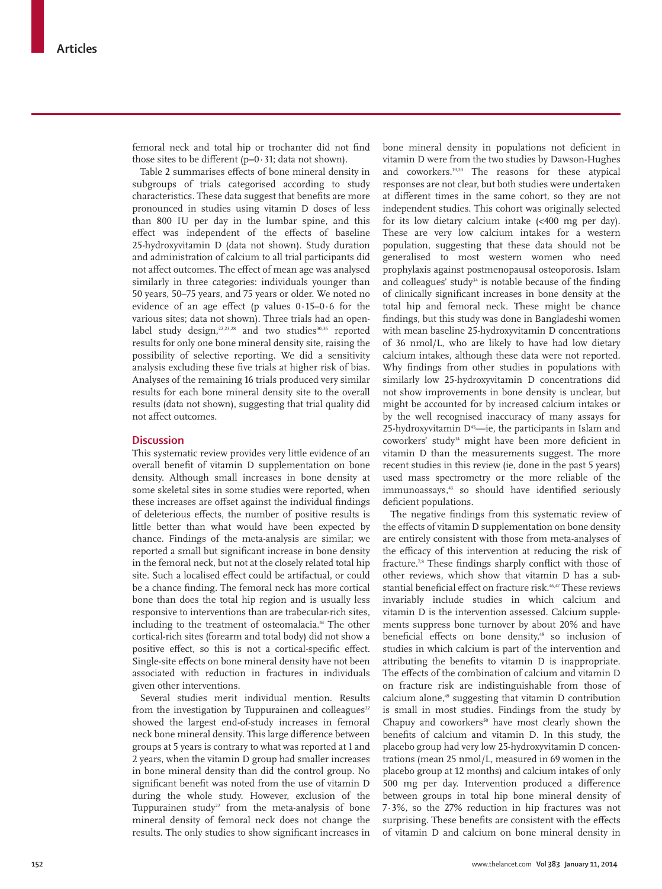femoral neck and total hip or trochanter did not find those sites to be different (p=0·31; data not shown).

Table 2 summarises effects of bone mineral density in subgroups of trials categorised according to study characteristics. These data suggest that benefits are more pronounced in studies using vitamin D doses of less than 800 IU per day in the lumbar spine, and this effect was independent of the effects of baseline 25-hydroxyvitamin D (data not shown). Study duration and administration of calcium to all trial participants did not affect outcomes. The effect of mean age was analysed similarly in three categories: individuals younger than 50 years, 50–75 years, and 75 years or older. We noted no evidence of an age effect (p values 0·15–0·6 for the various sites; data not shown). Three trials had an open-label study design,[22,23,28] and two studies[30,36] reported results for only one bone mineral density site, raising the possibility of selective reporting. We did a sensitivity analysis excluding these five trials at higher risk of bias. Analyses of the remaining 16 trials produced very similar results for each bone mineral density site to the overall results (data not shown), suggesting that trial quality did not affect outcomes.

## Discussion

This systematic review provides very little evidence of an overall benefit of vitamin D supplementation on bone density. Although small increases in bone density at some skeletal sites in some studies were reported, when these increases are offset against the individual findings of deleterious effects, the number of positive results is little better than what would have been expected by chance. Findings of the meta-analysis are similar; we reported a small but significant increase in bone density in the femoral neck, but not at the closely related total hip site. Such a localised effect could be artifactual, or could be a chance finding. The femoral neck has more cortical bone than does the total hip region and is usually less responsive to interventions than are trabecular-rich sites, including to the treatment of osteomalacia.[44] The other cortical-rich sites (forearm and total body) did not show a positive effect, so this is not a cortical-specific effect. Single-site effects on bone mineral density have not been associated with reduction in fractures in individuals given other interventions.

Several studies merit individual mention. Results from the investigation by Tuppurainen and colleagues[22] showed the largest end-of-study increases in femoral neck bone mineral density. This large difference between groups at 5 years is contrary to what was reported at 1 and 2 years, when the vitamin D group had smaller increases in bone mineral density than did the control group. No significant benefit was noted from the use of vitamin D during the whole study. However, exclusion of the Tuppurainen study[22] from the meta-analysis of bone mineral density of femoral neck does not change the results. The only studies to show significant increases in bone mineral density in populations not deficient in vitamin D were from the two studies by Dawson-Hughes and coworkers.[19,20] The reasons for these atypical responses are not clear, but both studies were undertaken at different times in the same cohort, so they are not independent studies. This cohort was originally selected for its low dietary calcium intake (<400 mg per day). These are very low calcium intakes for a western population, suggesting that these data should not be generalised to most western women who need prophylaxis against postmenopausal osteoporosis. Islam and colleagues' study[34] is notable because of the finding of clinically significant increases in bone density at the total hip and femoral neck. These might be chance findings, but this study was done in Bangladeshi women with mean baseline 25-hydroxyvitamin D concentrations of 36 nmol/L, who are likely to have had low dietary calcium intakes, although these data were not reported. Why findings from other studies in populations with similarly low 25-hydroxyvitamin D concentrations did not show improvements in bone density is unclear, but might be accounted for by increased calcium intakes or by the well recognised inaccuracy of many assays for 25-hydroxyvitamin D[45]—ie, the participants in Islam and coworkers' study[34] might have been more deficient in vitamin D than the measurements suggest. The more recent studies in this review (ie, done in the past 5 years) used mass spectrometry or the more reliable of the immunoassays,[43] so should have identified seriously deficient populations.

The negative findings from this systematic review of the effects of vitamin D supplementation on bone density are entirely consistent with those from meta-analyses of the efficacy of this intervention at reducing the risk of fracture.[7,8] These findings sharply conflict with those of other reviews, which show that vitamin D has a substantial beneficial effect on fracture risk.[46,47] These reviews invariably include studies in which calcium and vitamin D is the intervention assessed. Calcium supplements suppress bone turnover by about 20% and have beneficial effects on bone density,[48] so inclusion of studies in which calcium is part of the intervention and attributing the benefits to vitamin D is inappropriate. The effects of the combination of calcium and vitamin D on fracture risk are indistinguishable from those of calcium alone,[49] suggesting that vitamin D contribution is small in most studies. Findings from the study by Chapuy and coworkers[50] have most clearly shown the benefits of calcium and vitamin D. In this study, the placebo group had very low 25-hydroxyvitamin D concentrations (mean 25 nmol/L, measured in 69 women in the placebo group at 12 months) and calcium intakes of only 500 mg per day. Intervention produced a difference between groups in total hip bone mineral density of 7·3%, so the 27% reduction in hip fractures was not surprising. These benefits are consistent with the effects of vitamin D and calcium on bone mineral density in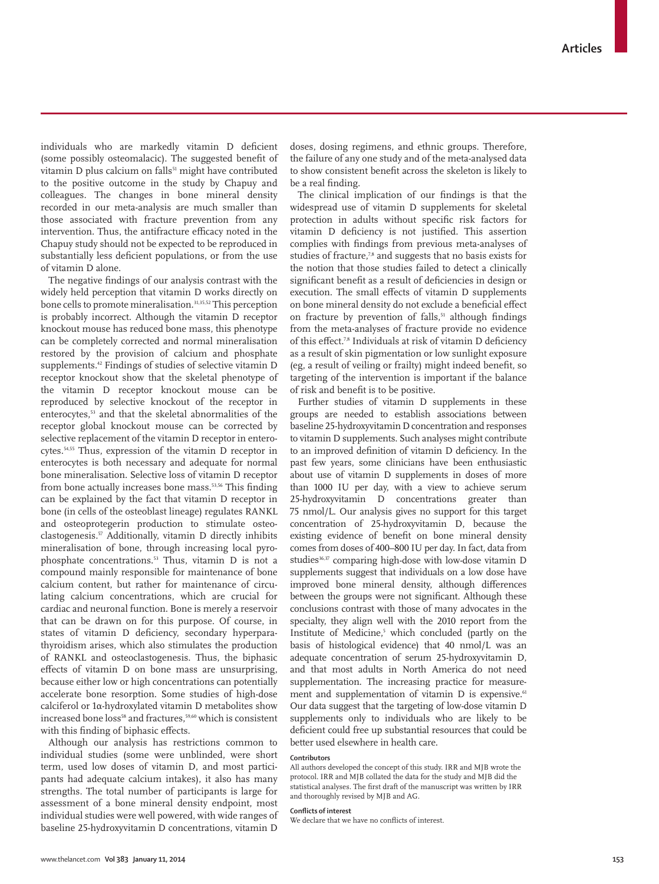individuals who are markedly vitamin D deficient (some possibly osteomalacic). The suggested benefit of vitamin D plus calcium on falls[51] might have contributed to the positive outcome in the study by Chapuy and colleagues. The changes in bone mineral density recorded in our meta-analysis are much smaller than those associated with fracture prevention from any intervention. Thus, the antifracture efficacy noted in the Chapuy study should not be expected to be reproduced in substantially less deficient populations, or from the use of vitamin D alone.

The negative findings of our analysis contrast with the widely held perception that vitamin D works directly on bone cells to promote mineralisation.[31,35,52] This perception is probably incorrect. Although the vitamin D receptor knockout mouse has reduced bone mass, this phenotype can be completely corrected and normal mineralisation restored by the provision of calcium and phosphate supplements.[42] Findings of studies of selective vitamin D receptor knockout show that the skeletal phenotype of the vitamin D receptor knockout mouse can be reproduced by selective knockout of the receptor in enterocytes,[53] and that the skeletal abnormalities of the receptor global knockout mouse can be corrected by selective replacement of the vitamin D receptor in enterocytes.[54,55] Thus, expression of the vitamin D receptor in enterocytes is both necessary and adequate for normal bone mineralisation. Selective loss of vitamin D receptor from bone actually increases bone mass.[53,56] This finding can be explained by the fact that vitamin D receptor in bone (in cells of the osteoblast lineage) regulates RANKL and osteoprotegerin production to stimulate osteoclastogenesis.[57] Additionally, vitamin D directly inhibits mineralisation of bone, through increasing local pyrophosphate concentrations.[53] Thus, vitamin D is not a compound mainly responsible for maintenance of bone calcium content, but rather for maintenance of circulating calcium concentrations, which are crucial for cardiac and neuronal function. Bone is merely a reservoir that can be drawn on for this purpose. Of course, in states of vitamin D deficiency, secondary hyperparathyroidism arises, which also stimulates the production of RANKL and osteoclastogenesis. Thus, the biphasic effects of vitamin D on bone mass are unsurprising, because either low or high concentrations can potentially accelerate bone resorption. Some studies of high-dose calciferol or 1α-hydroxylated vitamin D metabolites show increased bone loss[58] and fractures,[59,60] which is consistent with this finding of biphasic effects.

Although our analysis has restrictions common to individual studies (some were unblinded, were short term, used low doses of vitamin D, and most participants had adequate calcium intakes), it also has many strengths. The total number of participants is large for assessment of a bone mineral density endpoint, most individual studies were well powered, with wide ranges of baseline 25-hydroxyvitamin D concentrations, vitamin D doses, dosing regimens, and ethnic groups. Therefore, the failure of any one study and of the meta-analysed data to show consistent benefit across the skeleton is likely to be a real finding.

The clinical implication of our findings is that the widespread use of vitamin D supplements for skeletal protection in adults without specific risk factors for vitamin D deficiency is not justified. This assertion complies with findings from previous meta-analyses of studies of fracture,[7,8] and suggests that no basis exists for the notion that those studies failed to detect a clinically significant benefit as a result of deficiencies in design or execution. The small effects of vitamin D supplements on bone mineral density do not exclude a beneficial effect on fracture by prevention of falls,[51] although findings from the meta-analyses of fracture provide no evidence of this effect.[7,8] Individuals at risk of vitamin D deficiency as a result of skin pigmentation or low sunlight exposure (eg, a result of veiling or frailty) might indeed benefit, so targeting of the intervention is important if the balance of risk and benefit is to be positive.

Further studies of vitamin D supplements in these groups are needed to establish associations between baseline 25-hydroxyvitamin D concentration and responses to vitamin D supplements. Such analyses might contribute to an improved definition of vitamin D deficiency. In the past few years, some clinicians have been enthusiastic about use of vitamin D supplements in doses of more than 1000 IU per day, with a view to achieve serum 25-hydroxyvitamin D concentrations greater than 75 nmol/L. Our analysis gives no support for this target concentration of 25-hydroxyvitamin D, because the existing evidence of benefit on bone mineral density comes from doses of 400–800 IU per day. In fact, data from studies[36,37] comparing high-dose with low-dose vitamin D supplements suggest that individuals on a low dose have improved bone mineral density, although differences between the groups were not significant. Although these conclusions contrast with those of many advocates in the specialty, they align well with the 2010 report from the Institute of Medicine,[5] which concluded (partly on the basis of histological evidence) that 40 nmol/L was an adequate concentration of serum 25-hydroxyvitamin D, and that most adults in North America do not need supplementation. The increasing practice for measurement and supplementation of vitamin D is expensive.[61] Our data suggest that the targeting of low-dose vitamin D supplements only to individuals who are likely to be deficient could free up substantial resources that could be better used elsewhere in health care.

#### Contributors

All authors developed the concept of this study. IRR and MJB wrote the protocol. IRR and MJB collated the data for the study and MJB did the statistical analyses. The first draft of the manuscript was written by IRR and thoroughly revised by MJB and AG.

#### Conflicts of interest

We declare that we have no conflicts of interest.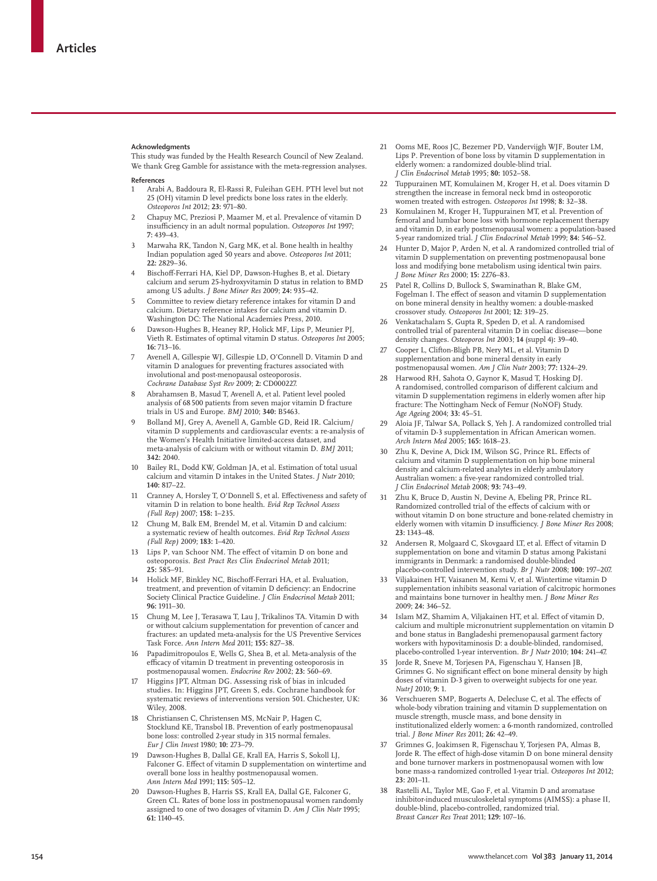### Acknowledgments

This study was funded by the Health Research Council of New Zealand. We thank Greg Gamble for assistance with the meta-regression analyses.

### References

1. Arabi A, Baddoura R, El-Rassi R, Fuleihan GEH. PTH level but not 25 (OH) vitamin D level predicts bone loss rates in the elderly. *Osteoporos Int* 2012; **23:** 971–80.
2. Chapuy MC, Preziosi P, Maamer M, et al. Prevalence of vitamin D insufficiency in an adult normal population. *Osteoporos Int* 1997; **7:** 439–43.
3. Marwaha RK, Tandon N, Garg MK, et al. Bone health in healthy Indian population aged 50 years and above. *Osteoporos Int* 2011; **22:** 2829–36.
4. Bischoff-Ferrari HA, Kiel DP, Dawson-Hughes B, et al. Dietary calcium and serum 25-hydroxyvitamin D status in relation to BMD among US adults. *J Bone Miner Res* 2009; **24:** 935–42.
5. Committee to review dietary reference intakes for vitamin D and calcium. Dietary reference intakes for calcium and vitamin D. Washington DC: The National Academies Press, 2010.
6. Dawson-Hughes B, Heaney RP, Holick MF, Lips P, Meunier PJ, Vieth R. Estimates of optimal vitamin D status. *Osteoporos Int* 2005; **16:** 713–16.
7. Avenell A, Gillespie WJ, Gillespie LD, O'Connell D. Vitamin D and vitamin D analogues for preventing fractures associated with involutional and post-menopausal osteoporosis. *Cochrane Database Syst Rev* 2009; **2:** CD000227.
8. Abrahamsen B, Masud T, Avenell A, et al. Patient level pooled analysis of 68 500 patients from seven major vitamin D fracture trials in US and Europe. *BMJ* 2010; **340:** B5463.
9. Bolland MJ, Grey A, Avenell A, Gamble GD, Reid IR. Calcium/vitamin D supplements and cardiovascular events: a re-analysis of the Women's Health Initiative limited-access dataset, and meta-analysis of calcium with or without vitamin D. *BMJ* 2011; **342:** 2040.
10. Bailey RL, Dodd KW, Goldman JA, et al. Estimation of total usual calcium and vitamin D intakes in the United States. *J Nutr* 2010; **140:** 817–22.
11. Cranney A, Horsley T, O'Donnell S, et al. Effectiveness and safety of vitamin D in relation to bone health. *Evid Rep Technol Assess (Full Rep)* 2007; **158:** 1–235.
12. Chung M, Balk EM, Brendel M, et al. Vitamin D and calcium: a systematic review of health outcomes. *Evid Rep Technol Assess (Full Rep)* 2009; **183:** 1–420.
13. Lips P, van Schoor NM. The effect of vitamin D on bone and osteoporosis. *Best Pract Res Clin Endocrinol Metab* 2011; **25:** 585–91.
14. Holick MF, Binkley NC, Bischoff-Ferrari HA, et al. Evaluation, treatment, and prevention of vitamin D deficiency: an Endocrine Society Clinical Practice Guideline. *J Clin Endocrinol Metab* 2011; **96:** 1911–30.
15. Chung M, Lee J, Terasawa T, Lau J, Trikalinos TA. Vitamin D with or without calcium supplementation for prevention of cancer and fractures: an updated meta-analysis for the US Preventive Services Task Force. *Ann Intern Med* 2011; **155:** 827–38.
16. Papadimitropoulos E, Wells G, Shea B, et al. Meta-analysis of the efficacy of vitamin D treatment in preventing osteoporosis in postmenopausal women. *Endocrine Rev* 2002; **23:** 560–69.
17. Higgins JPT, Altman DG. Assessing risk of bias in inlcuded studies. In: Higgins JPT, Green S, eds. Cochrane handbook for systematic reviews of interventions version 501. Chichester, UK: Wiley, 2008.
18. Christiansen C, Christensen MS, McNair P, Hagen C, Stocklund KE, Transbol IB. Prevention of early postmenopausal bone loss: controlled 2-year study in 315 normal females. *Eur J Clin Invest* 1980; **10:** 273–79.
19. Dawson-Hughes B, Dallal GE, Krall EA, Harris S, Sokoll LJ, Falconer G. Effect of vitamin D supplementation on wintertime and overall bone loss in healthy postmenopausal women. *Ann Intern Med* 1991; **115:** 505–12.
20. Dawson-Hughes B, Harris SS, Krall EA, Dallal GE, Falconer G, Green CL. Rates of bone loss in postmenopausal women randomly assigned to one of two dosages of vitamin D. *Am J Clin Nutr* 1995; **61:** 1140–45.
21. Ooms ME, Roos JC, Bezemer PD, Vandervijgh WJF, Bouter LM, Lips P. Prevention of bone loss by vitamin D supplementation in elderly women: a randomized double-blind trial. *J Clin Endocrinol Metab* 1995; **80:** 1052–58.
22. Tuppurainen MT, Komulainen M, Kroger H, et al. Does vitamin D strengthen the increase in femoral neck bmd in osteoporotic women treated with estrogen. *Osteoporos Int* 1998; **8:** 32–38.
23. Komulainen M, Kroger H, Tuppurainen MT, et al. Prevention of femoral and lumbar bone loss with hormone replacement therapy and vitamin D, in early postmenopausal women: a population-based 5-year randomized trial. *J Clin Endocrinol Metab* 1999; **84:** 546–52.
24. Hunter D, Major P, Arden N, et al. A randomized controlled trial of vitamin D supplementation on preventing postmenopausal bone loss and modifying bone metabolism using identical twin pairs. *J Bone Miner Res* 2000; **15:** 2276–83.
25. Patel R, Collins D, Bullock S, Swaminathan R, Blake GM, Fogelman I. The effect of season and vitamin D supplementation on bone mineral density in healthy women: a double-masked crossover study. *Osteoporos Int* 2001; **12:** 319–25.
26. Venkatachalam S, Gupta R, Speden D, et al. A randomised controlled trial of parenteral vitamin D in coeliac disease—bone density changes. *Osteoporos Int* 2003; **14** (suppl 4)**:** 39–40.
27. Cooper L, Clifton-Bligh PB, Nery ML, et al. Vitamin D supplementation and bone mineral density in early postmenopausal women. *Am J Clin Nutr* 2003; **77:** 1324–29.
28. Harwood RH, Sahota O, Gaynor K, Masud T, Hosking DJ. A randomised, controlled comparison of different calcium and vitamin D supplementation regimens in elderly women after hip fracture: The Nottingham Neck of Femur (NoNOF) Study. *Age Ageing* 2004; **33:** 45–51.
29. Aloia JF, Talwar SA, Pollack S, Yeh J. A randomized controlled trial of vitamin D-3 supplementation in African American women. *Arch Intern Med* 2005; **165:** 1618–23.
30. Zhu K, Devine A, Dick IM, Wilson SG, Prince RL. Effects of calcium and vitamin D supplementation on hip bone mineral density and calcium-related analytes in elderly ambulatory Australian women: a five-year randomized controlled trial. *J Clin Endocrinol Metab* 2008; **93:** 743–49.
31. Zhu K, Bruce D, Austin N, Devine A, Ebeling PR, Prince RL. Randomized controlled trial of the effects of calcium with or without vitamin D on bone structure and bone-related chemistry in elderly women with vitamin D insufficiency. *J Bone Miner Res* 2008; **23:** 1343–48.
32. Andersen R, Molgaard C, Skovgaard LT, et al. Effect of vitamin D supplementation on bone and vitamin D status among Pakistani immigrants in Denmark: a randomised double-blinded placebo-controlled intervention study. *Br J Nutr* 2008; **100:** 197–207.
33. Viljakainen HT, Vaisanen M, Kemi V, et al. Wintertime vitamin D supplementation inhibits seasonal variation of calcitropic hormones and maintains bone turnover in healthy men. *J Bone Miner Res* 2009; **24:** 346–52.
34. Islam MZ, Shamim A, Viljakainen HT, et al. Effect of vitamin D, calcium and multiple micronutrient supplementation on vitamin D and bone status in Bangladeshi premenopausal garment factory workers with hypovitaminosis D: a double-blinded, randomised, placebo-controlled 1-year intervention. *Br J Nutr* 2010; **104:** 241–47.
35. Jorde R, Sneve M, Torjesen PA, Figenschau Y, Hansen JB, Grimnes G. No significant effect on bone mineral density by high doses of vitamin D-3 given to overweight subjects for one year. *Nutr J* 2010; **9:** 1.
36. Verschueren SMP, Bogaerts A, Delecluse C, et al. The effects of whole-body vibration training and vitamin D supplementation on muscle strength, muscle mass, and bone density in institutionalized elderly women: a 6-month randomized, controlled trial. *J Bone Miner Res* 2011; **26:** 42–49.
37. Grimnes G, Joakimsen R, Figenschau Y, Torjesen PA, Almas B, Jorde R. The effect of high-dose vitamin D on bone mineral density and bone turnover markers in postmenopausal women with low bone mass-a randomized controlled 1-year trial. *Osteoporos Int* 2012; **23:** 201–11.
38. Rastelli AL, Taylor ME, Gao F, et al. Vitamin D and aromatase inhibitor-induced musculoskeletal symptoms (AIMSS): a phase II, double-blind, placebo-controlled, randomized trial. *Breast Cancer Res Treat* 2011; **129:** 107–16.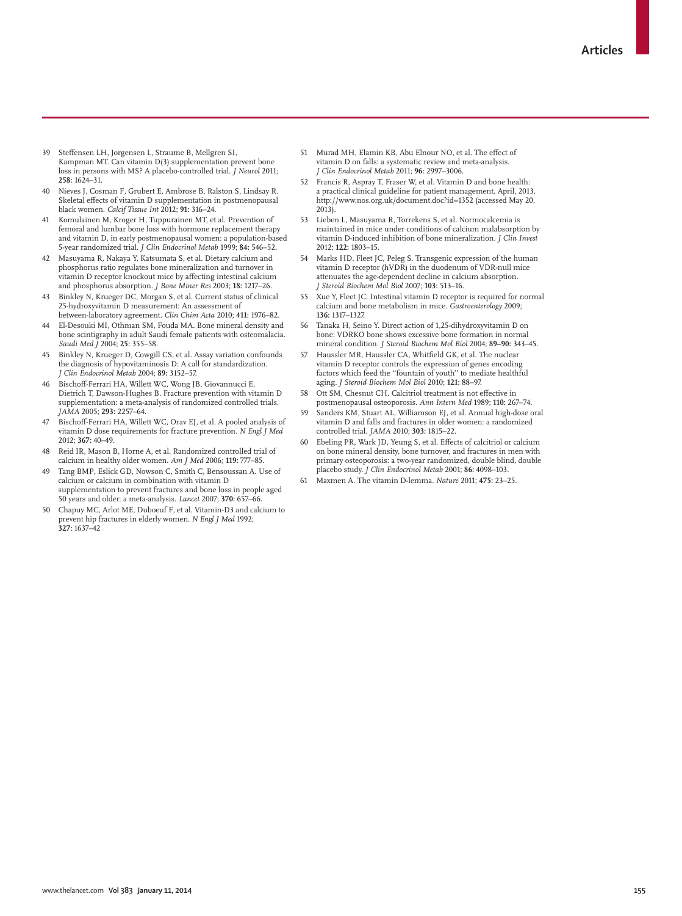39 Steffensen LH, Jorgensen L, Straume B, Mellgren SI, Kampman MT. Can vitamin D(3) supplementation prevent bone loss in persons with MS? A placebo-controlled trial. *J Neurol* 2011; **258:** 1624–31.

40 Nieves J, Cosman F, Grubert E, Ambrose B, Ralston S, Lindsay R. Skeletal effects of vitamin D supplementation in postmenopausal black women. *Calcif Tissue Int* 2012; **91:** 316–24.

41 Komulainen M, Kroger H, Tuppurainen MT, et al. Prevention of femoral and lumbar bone loss with hormone replacement therapy and vitamin D, in early postmenopausal women: a population-based 5-year randomized trial. *J Clin Endocrinol Metab* 1999; **84:** 546–52.

42 Masuyama R, Nakaya Y, Katsumata S, et al. Dietary calcium and phosphorus ratio regulates bone mineralization and turnover in vitamin D receptor knockout mice by affecting intestinal calcium and phosphorus absorption. *J Bone Miner Res* 2003; **18:** 1217–26.

43 Binkley N, Krueger DC, Morgan S, et al. Current status of clinical 25-hydroxyvitamin D measurement: An assessment of between-laboratory agreement. *Clin Chim Acta* 2010; **411:** 1976–82.

44 El-Desouki MI, Othman SM, Fouda MA. Bone mineral density and bone scintigraphy in adult Saudi female patients with osteomalacia. *Saudi Med J* 2004; **25:** 355–58.

45 Binkley N, Krueger D, Cowgill CS, et al. Assay variation confounds the diagnosis of hypovitaminosis D: A call for standardization. *J Clin Endocrinol Metab* 2004; **89:** 3152–57.

46 Bischoff-Ferrari HA, Willett WC, Wong JB, Giovannucci E, Dietrich T, Dawson-Hughes B. Fracture prevention with vitamin D supplementation: a meta-analysis of randomized controlled trials. *JAMA* 2005; **293:** 2257–64.

47 Bischoff-Ferrari HA, Willett WC, Orav EJ, et al. A pooled analysis of vitamin D dose requirements for fracture prevention. *N Engl J Med* 2012; **367:** 40–49.

48 Reid IR, Mason B, Horne A, et al. Randomized controlled trial of calcium in healthy older women. *Am J Med* 2006; **119:** 777–85.

49 Tang BMP, Eslick GD, Nowson C, Smith C, Bensoussan A. Use of calcium or calcium in combination with vitamin D supplementation to prevent fractures and bone loss in people aged 50 years and older: a meta-analysis. *Lancet* 2007; **370:** 657–66.

50 Chapuy MC, Arlot ME, Duboeuf F, et al. Vitamin-D3 and calcium to prevent hip fractures in elderly women. *N Engl J Med* 1992; **327:** 1637–42

51 Murad MH, Elamin KB, Abu Elnour NO, et al. The effect of vitamin D on falls: a systematic review and meta-analysis. *J Clin Endocrinol Metab* 2011; **96:** 2997–3006.

52 Francis R, Aspray T, Fraser W, et al. Vitamin D and bone health: a practical clinical guideline for patient management. April, 2013. http://www.nos.org.uk/document.doc?id=1352 (accessed May 20, 2013).

53 Lieben L, Masuyama R, Torrekens S, et al. Normocalcemia is maintained in mice under conditions of calcium malabsorption by vitamin D-induced inhibition of bone mineralization. *J Clin Invest* 2012; **122:** 1803–15.

54 Marks HD, Fleet JC, Peleg S. Transgenic expression of the human vitamin D receptor (hVDR) in the duodenum of VDR-null mice attenuates the age-dependent decline in calcium absorption. *J Steroid Biochem Mol Biol* 2007; **103:** 513–16.

55 Xue Y, Fleet JC. Intestinal vitamin D receptor is required for normal calcium and bone metabolism in mice. *Gastroenterology* 2009; **136:** 1317–1327.

56 Tanaka H, Seino Y. Direct action of 1,25-dihydroxyvitamin D on bone: VDRKO bone shows excessive bone formation in normal mineral condition. *J Steroid Biochem Mol Biol* 2004; **89–90:** 343–45.

57 Haussler MR, Haussler CA, Whitfield GK, et al. The nuclear vitamin D receptor controls the expression of genes encoding factors which feed the "fountain of youth" to mediate healthful aging. *J Steroid Biochem Mol Biol* 2010; **121:** 88–97.

58 Ott SM, Chesnut CH. Calcitriol treatment is not effective in postmenopausal osteoporosis. *Ann Intern Med* 1989; **110:** 267–74.

59 Sanders KM, Stuart AL, Williamson EJ, et al. Annual high-dose oral vitamin D and falls and fractures in older women: a randomized controlled trial. *JAMA* 2010; **303:** 1815–22.

60 Ebeling PR, Wark JD, Yeung S, et al. Effects of calcitriol or calcium on bone mineral density, bone turnover, and fractures in men with primary osteoporosis: a two-year randomized, double blind, double placebo study. *J Clin Endocrinol Metab* 2001; **86:** 4098–103.

61 Maxmen A. The vitamin D-lemma. *Nature* 2011; **475:** 23–25.